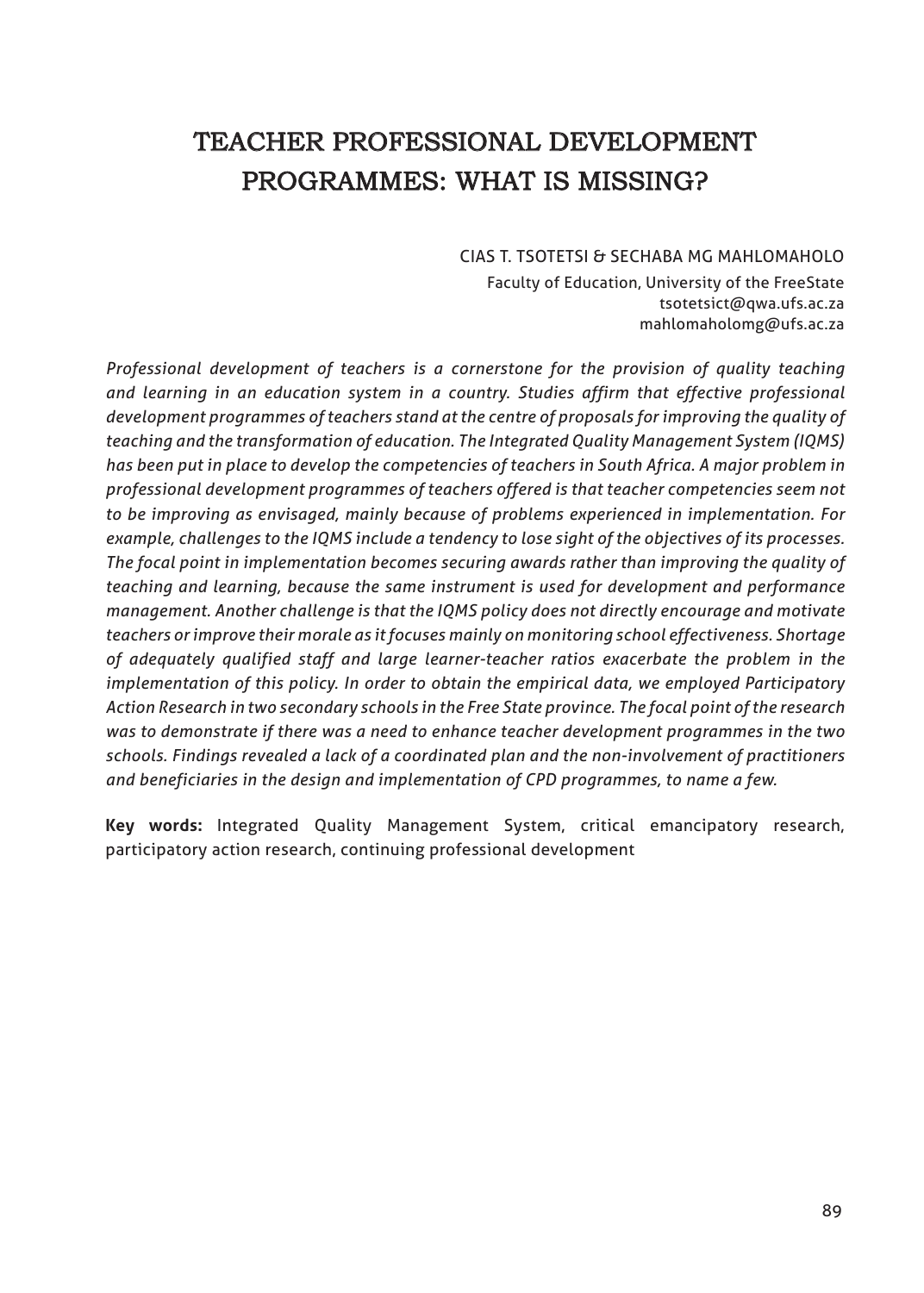# TEACHER PROFESSIONAL DEVELOPMENT PROGRAMMES: WHAT IS MISSING?

CIAS T. TSOTETSI & SECHABA MG MAHLOMAHOLO

Faculty of Education, University of the FreeState
tsotetsict@qwa.ufs.ac.za
mahlomaholomg@ufs.ac.za

*Professional development of teachers is a cornerstone for the provision of quality teaching and learning in an education system in a country. Studies affirm that effective professional development programmes of teachers stand at the centre of proposals for improving the quality of teaching and the transformation of education. The Integrated Quality Management System (IQMS) has been put in place to develop the competencies of teachers in South Africa. A major problem in professional development programmes of teachers offered is that teacher competencies seem not to be improving as envisaged, mainly because of problems experienced in implementation. For example, challenges to the IQMS include a tendency to lose sight of the objectives of its processes. The focal point in implementation becomes securing awards rather than improving the quality of teaching and learning, because the same instrument is used for development and performance management. Another challenge is that the IQMS policy does not directly encourage and motivate teachers or improve their morale as it focuses mainly on monitoring school effectiveness. Shortage of adequately qualified staff and large learner-teacher ratios exacerbate the problem in the implementation of this policy. In order to obtain the empirical data, we employed Participatory Action Research in two secondary schools in the Free State province. The focal point of the research was to demonstrate if there was a need to enhance teacher development programmes in the two schools. Findings revealed a lack of a coordinated plan and the non-involvement of practitioners and beneficiaries in the design and implementation of CPD programmes, to name a few.*

**Key words:** Integrated Quality Management System, critical emancipatory research, participatory action research, continuing professional development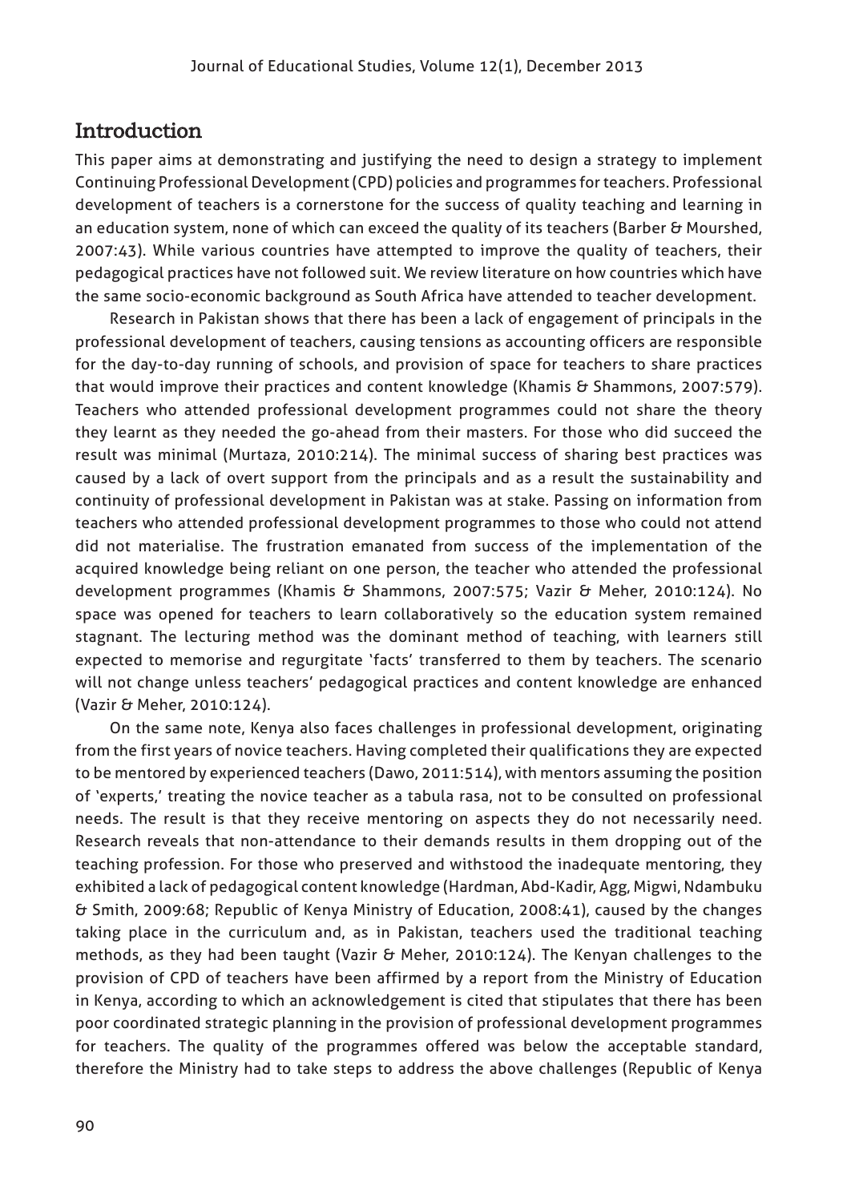## Introduction

This paper aims at demonstrating and justifying the need to design a strategy to implement Continuing Professional Development (CPD) policies and programmes for teachers. Professional development of teachers is a cornerstone for the success of quality teaching and learning in an education system, none of which can exceed the quality of its teachers (Barber & Mourshed, 2007:43). While various countries have attempted to improve the quality of teachers, their pedagogical practices have not followed suit. We review literature on how countries which have the same socio-economic background as South Africa have attended to teacher development.

Research in Pakistan shows that there has been a lack of engagement of principals in the professional development of teachers, causing tensions as accounting officers are responsible for the day-to-day running of schools, and provision of space for teachers to share practices that would improve their practices and content knowledge (Khamis & Shammons, 2007:579). Teachers who attended professional development programmes could not share the theory they learnt as they needed the go-ahead from their masters. For those who did succeed the result was minimal (Murtaza, 2010:214). The minimal success of sharing best practices was caused by a lack of overt support from the principals and as a result the sustainability and continuity of professional development in Pakistan was at stake. Passing on information from teachers who attended professional development programmes to those who could not attend did not materialise. The frustration emanated from success of the implementation of the acquired knowledge being reliant on one person, the teacher who attended the professional development programmes (Khamis & Shammons, 2007:575; Vazir & Meher, 2010:124). No space was opened for teachers to learn collaboratively so the education system remained stagnant. The lecturing method was the dominant method of teaching, with learners still expected to memorise and regurgitate 'facts' transferred to them by teachers. The scenario will not change unless teachers' pedagogical practices and content knowledge are enhanced (Vazir & Meher, 2010:124).

On the same note, Kenya also faces challenges in professional development, originating from the first years of novice teachers. Having completed their qualifications they are expected to be mentored by experienced teachers (Dawo, 2011:514), with mentors assuming the position of 'experts,' treating the novice teacher as a tabula rasa, not to be consulted on professional needs. The result is that they receive mentoring on aspects they do not necessarily need. Research reveals that non-attendance to their demands results in them dropping out of the teaching profession. For those who preserved and withstood the inadequate mentoring, they exhibited a lack of pedagogical content knowledge (Hardman, Abd-Kadir, Agg, Migwi, Ndambuku & Smith, 2009:68; Republic of Kenya Ministry of Education, 2008:41), caused by the changes taking place in the curriculum and, as in Pakistan, teachers used the traditional teaching methods, as they had been taught (Vazir & Meher, 2010:124). The Kenyan challenges to the provision of CPD of teachers have been affirmed by a report from the Ministry of Education in Kenya, according to which an acknowledgement is cited that stipulates that there has been poor coordinated strategic planning in the provision of professional development programmes for teachers. The quality of the programmes offered was below the acceptable standard, therefore the Ministry had to take steps to address the above challenges (Republic of Kenya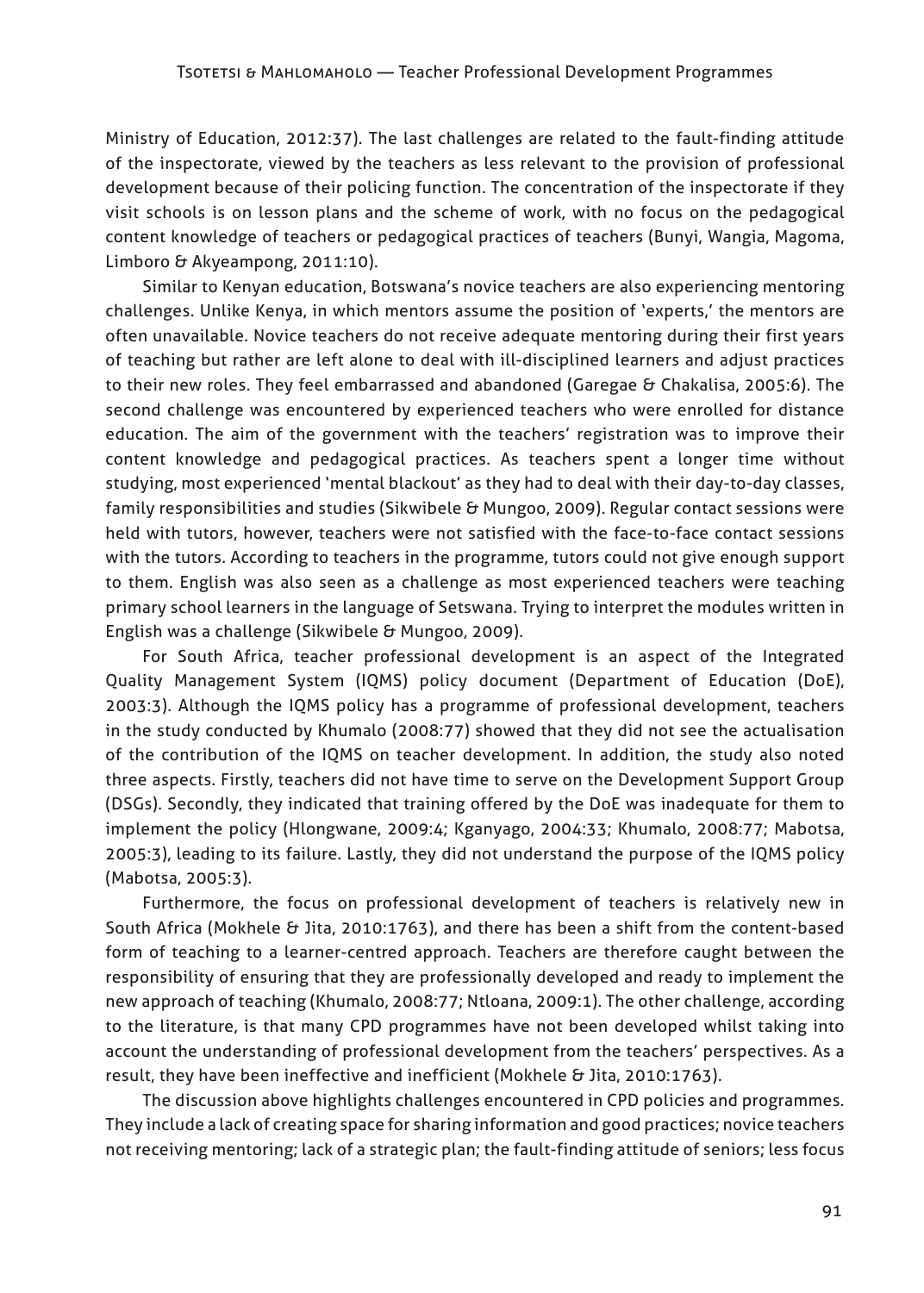Ministry of Education, 2012:37). The last challenges are related to the fault-finding attitude of the inspectorate, viewed by the teachers as less relevant to the provision of professional development because of their policing function. The concentration of the inspectorate if they visit schools is on lesson plans and the scheme of work, with no focus on the pedagogical content knowledge of teachers or pedagogical practices of teachers (Bunyi, Wangia, Magoma, Limboro & Akyeampong, 2011:10).

Similar to Kenyan education, Botswana's novice teachers are also experiencing mentoring challenges. Unlike Kenya, in which mentors assume the position of 'experts,' the mentors are often unavailable. Novice teachers do not receive adequate mentoring during their first years of teaching but rather are left alone to deal with ill-disciplined learners and adjust practices to their new roles. They feel embarrassed and abandoned (Garegae & Chakalisa, 2005:6). The second challenge was encountered by experienced teachers who were enrolled for distance education. The aim of the government with the teachers' registration was to improve their content knowledge and pedagogical practices. As teachers spent a longer time without studying, most experienced 'mental blackout' as they had to deal with their day-to-day classes, family responsibilities and studies (Sikwibele & Mungoo, 2009). Regular contact sessions were held with tutors, however, teachers were not satisfied with the face-to-face contact sessions with the tutors. According to teachers in the programme, tutors could not give enough support to them. English was also seen as a challenge as most experienced teachers were teaching primary school learners in the language of Setswana. Trying to interpret the modules written in English was a challenge (Sikwibele & Mungoo, 2009).

For South Africa, teacher professional development is an aspect of the Integrated Quality Management System (IQMS) policy document (Department of Education (DoE), 2003:3). Although the IQMS policy has a programme of professional development, teachers in the study conducted by Khumalo (2008:77) showed that they did not see the actualisation of the contribution of the IQMS on teacher development. In addition, the study also noted three aspects. Firstly, teachers did not have time to serve on the Development Support Group (DSGs). Secondly, they indicated that training offered by the DoE was inadequate for them to implement the policy (Hlongwane, 2009:4; Kganyago, 2004:33; Khumalo, 2008:77; Mabotsa, 2005:3), leading to its failure. Lastly, they did not understand the purpose of the IQMS policy (Mabotsa, 2005:3).

Furthermore, the focus on professional development of teachers is relatively new in South Africa (Mokhele & Jita, 2010:1763), and there has been a shift from the content-based form of teaching to a learner-centred approach. Teachers are therefore caught between the responsibility of ensuring that they are professionally developed and ready to implement the new approach of teaching (Khumalo, 2008:77; Ntloana, 2009:1). The other challenge, according to the literature, is that many CPD programmes have not been developed whilst taking into account the understanding of professional development from the teachers' perspectives. As a result, they have been ineffective and inefficient (Mokhele & Jita, 2010:1763).

The discussion above highlights challenges encountered in CPD policies and programmes. They include a lack of creating space for sharing information and good practices; novice teachers not receiving mentoring; lack of a strategic plan; the fault-finding attitude of seniors; less focus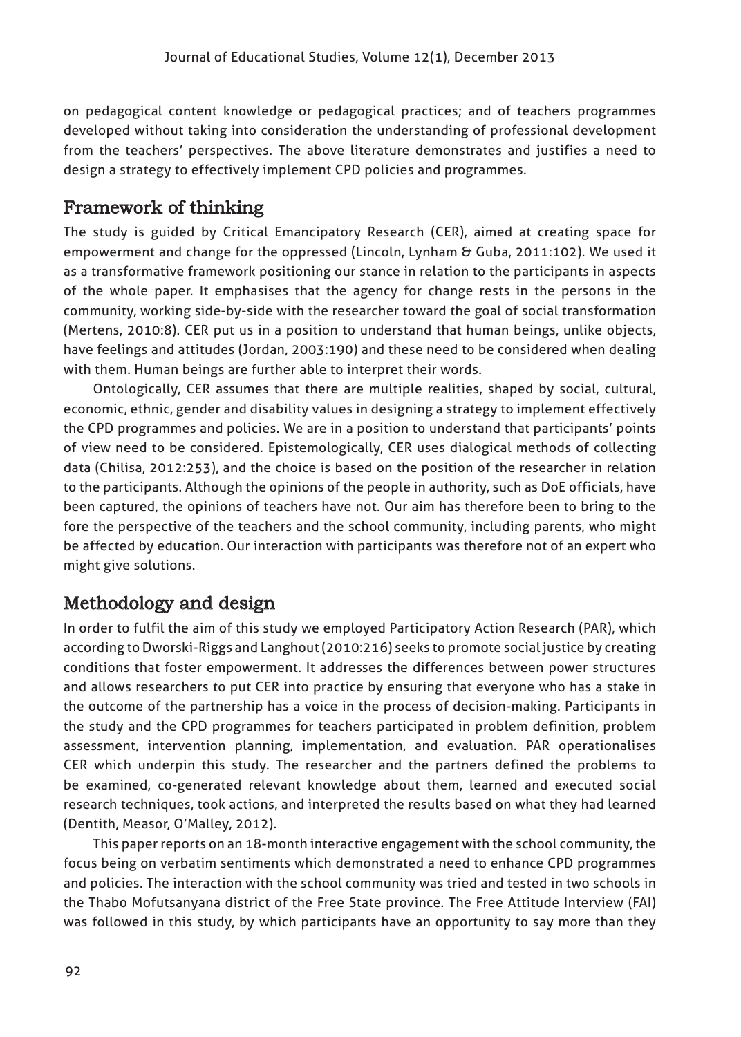on pedagogical content knowledge or pedagogical practices; and of teachers programmes developed without taking into consideration the understanding of professional development from the teachers' perspectives. The above literature demonstrates and justifies a need to design a strategy to effectively implement CPD policies and programmes.

## Framework of thinking

The study is guided by Critical Emancipatory Research (CER), aimed at creating space for empowerment and change for the oppressed (Lincoln, Lynham & Guba, 2011:102). We used it as a transformative framework positioning our stance in relation to the participants in aspects of the whole paper. It emphasises that the agency for change rests in the persons in the community, working side-by-side with the researcher toward the goal of social transformation (Mertens, 2010:8). CER put us in a position to understand that human beings, unlike objects, have feelings and attitudes (Jordan, 2003:190) and these need to be considered when dealing with them. Human beings are further able to interpret their words.

Ontologically, CER assumes that there are multiple realities, shaped by social, cultural, economic, ethnic, gender and disability values in designing a strategy to implement effectively the CPD programmes and policies. We are in a position to understand that participants' points of view need to be considered. Epistemologically, CER uses dialogical methods of collecting data (Chilisa, 2012:253), and the choice is based on the position of the researcher in relation to the participants. Although the opinions of the people in authority, such as DoE officials, have been captured, the opinions of teachers have not. Our aim has therefore been to bring to the fore the perspective of the teachers and the school community, including parents, who might be affected by education. Our interaction with participants was therefore not of an expert who might give solutions.

## Methodology and design

In order to fulfil the aim of this study we employed Participatory Action Research (PAR), which according to Dworski-Riggs and Langhout (2010:216) seeks to promote social justice by creating conditions that foster empowerment. It addresses the differences between power structures and allows researchers to put CER into practice by ensuring that everyone who has a stake in the outcome of the partnership has a voice in the process of decision-making. Participants in the study and the CPD programmes for teachers participated in problem definition, problem assessment, intervention planning, implementation, and evaluation. PAR operationalises CER which underpin this study. The researcher and the partners defined the problems to be examined, co-generated relevant knowledge about them, learned and executed social research techniques, took actions, and interpreted the results based on what they had learned (Dentith, Measor, O'Malley, 2012).

This paper reports on an 18-month interactive engagement with the school community, the focus being on verbatim sentiments which demonstrated a need to enhance CPD programmes and policies. The interaction with the school community was tried and tested in two schools in the Thabo Mofutsanyana district of the Free State province. The Free Attitude Interview (FAI) was followed in this study, by which participants have an opportunity to say more than they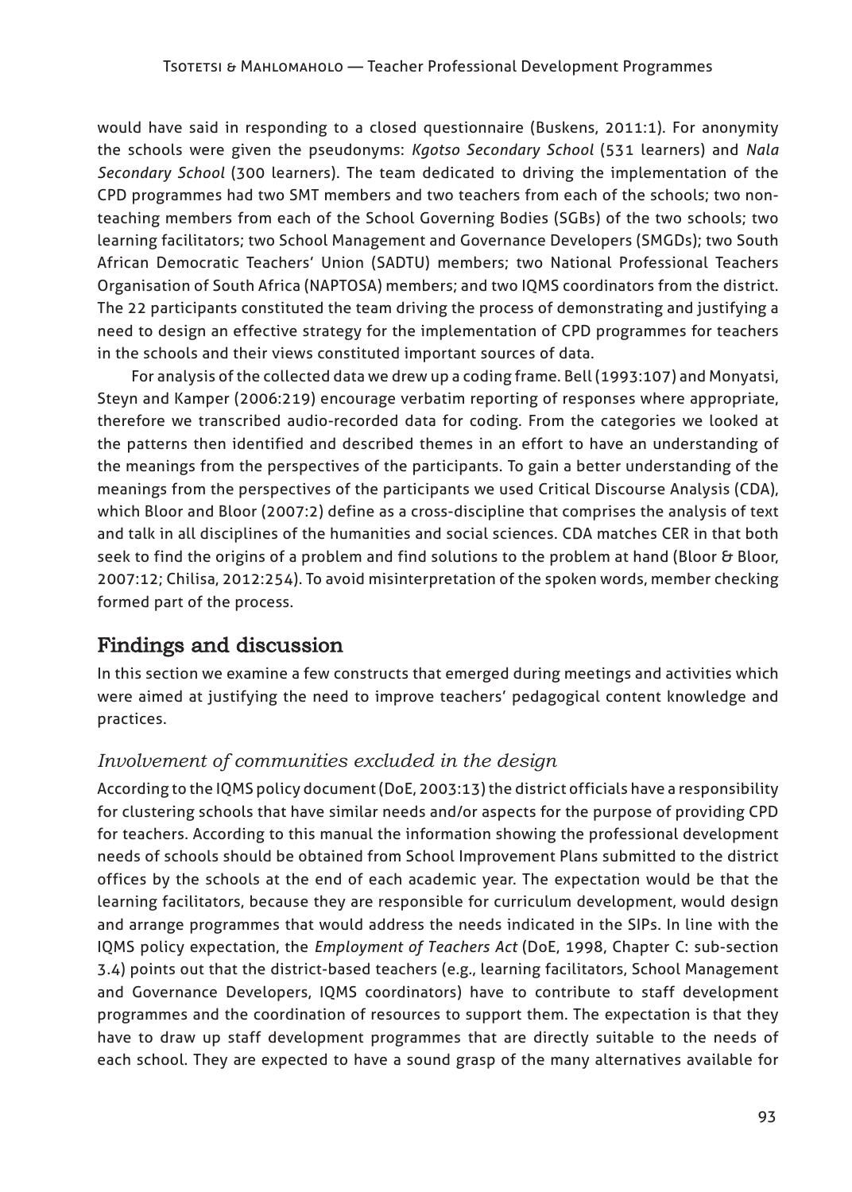would have said in responding to a closed questionnaire (Buskens, 2011:1). For anonymity the schools were given the pseudonyms: *Kgotso Secondary School* (531 learners) and *Nala Secondary School* (300 learners). The team dedicated to driving the implementation of the CPD programmes had two SMT members and two teachers from each of the schools; two non-teaching members from each of the School Governing Bodies (SGBs) of the two schools; two learning facilitators; two School Management and Governance Developers (SMGDs); two South African Democratic Teachers' Union (SADTU) members; two National Professional Teachers Organisation of South Africa (NAPTOSA) members; and two IQMS coordinators from the district. The 22 participants constituted the team driving the process of demonstrating and justifying a need to design an effective strategy for the implementation of CPD programmes for teachers in the schools and their views constituted important sources of data.

For analysis of the collected data we drew up a coding frame. Bell (1993:107) and Monyatsi, Steyn and Kamper (2006:219) encourage verbatim reporting of responses where appropriate, therefore we transcribed audio-recorded data for coding. From the categories we looked at the patterns then identified and described themes in an effort to have an understanding of the meanings from the perspectives of the participants. To gain a better understanding of the meanings from the perspectives of the participants we used Critical Discourse Analysis (CDA), which Bloor and Bloor (2007:2) define as a cross-discipline that comprises the analysis of text and talk in all disciplines of the humanities and social sciences. CDA matches CER in that both seek to find the origins of a problem and find solutions to the problem at hand (Bloor & Bloor, 2007:12; Chilisa, 2012:254). To avoid misinterpretation of the spoken words, member checking formed part of the process.

## Findings and discussion

In this section we examine a few constructs that emerged during meetings and activities which were aimed at justifying the need to improve teachers' pedagogical content knowledge and practices.

### *Involvement of communities excluded in the design*

According to the IQMS policy document (DoE, 2003:13) the district officials have a responsibility for clustering schools that have similar needs and/or aspects for the purpose of providing CPD for teachers. According to this manual the information showing the professional development needs of schools should be obtained from School Improvement Plans submitted to the district offices by the schools at the end of each academic year. The expectation would be that the learning facilitators, because they are responsible for curriculum development, would design and arrange programmes that would address the needs indicated in the SIPs. In line with the IQMS policy expectation, the *Employment of Teachers Act* (DoE, 1998, Chapter C: sub-section 3.4) points out that the district-based teachers (e.g., learning facilitators, School Management and Governance Developers, IQMS coordinators) have to contribute to staff development programmes and the coordination of resources to support them. The expectation is that they have to draw up staff development programmes that are directly suitable to the needs of each school. They are expected to have a sound grasp of the many alternatives available for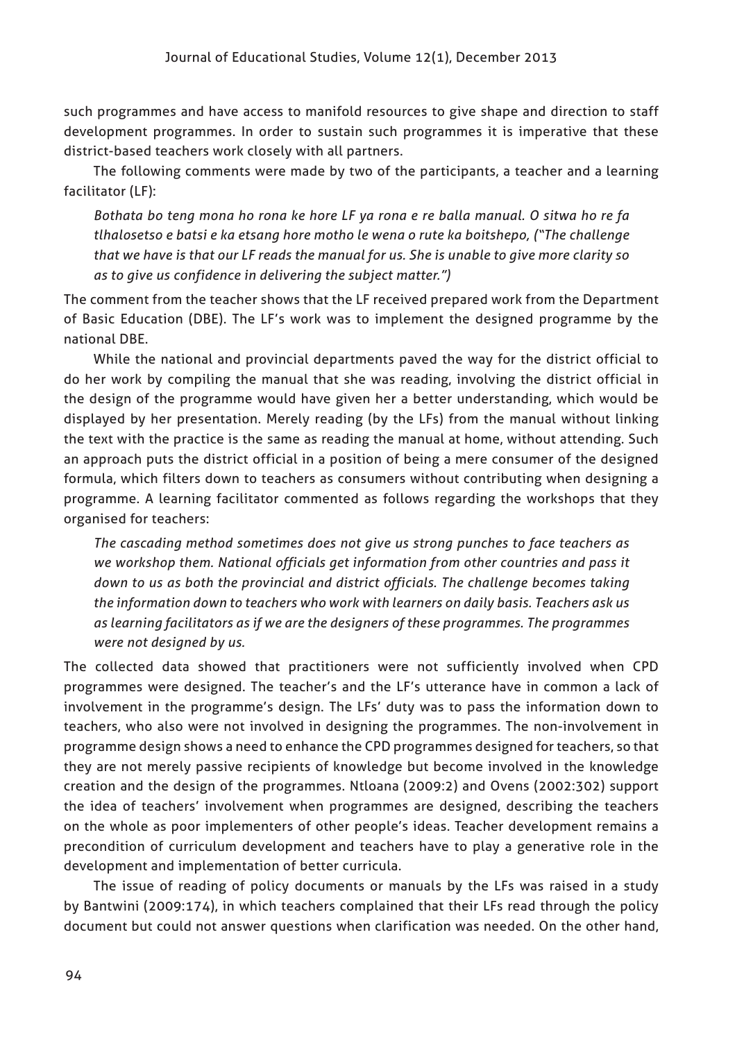such programmes and have access to manifold resources to give shape and direction to staff development programmes. In order to sustain such programmes it is imperative that these district-based teachers work closely with all partners.

The following comments were made by two of the participants, a teacher and a learning facilitator (LF):

> *Bothata bo teng mona ho rona ke hore LF ya rona e re balla manual. O sitwa ho re fa tlhalosetso e batsi e ka etsang hore motho le wena o rute ka boitshepo, ("The challenge that we have is that our LF reads the manual for us. She is unable to give more clarity so as to give us confidence in delivering the subject matter.")*

The comment from the teacher shows that the LF received prepared work from the Department of Basic Education (DBE). The LF's work was to implement the designed programme by the national DBE.

While the national and provincial departments paved the way for the district official to do her work by compiling the manual that she was reading, involving the district official in the design of the programme would have given her a better understanding, which would be displayed by her presentation. Merely reading (by the LFs) from the manual without linking the text with the practice is the same as reading the manual at home, without attending. Such an approach puts the district official in a position of being a mere consumer of the designed formula, which filters down to teachers as consumers without contributing when designing a programme. A learning facilitator commented as follows regarding the workshops that they organised for teachers:

> *The cascading method sometimes does not give us strong punches to face teachers as we workshop them. National officials get information from other countries and pass it down to us as both the provincial and district officials. The challenge becomes taking the information down to teachers who work with learners on daily basis. Teachers ask us as learning facilitators as if we are the designers of these programmes. The programmes were not designed by us.*

The collected data showed that practitioners were not sufficiently involved when CPD programmes were designed. The teacher's and the LF's utterance have in common a lack of involvement in the programme's design. The LFs' duty was to pass the information down to teachers, who also were not involved in designing the programmes. The non-involvement in programme design shows a need to enhance the CPD programmes designed for teachers, so that they are not merely passive recipients of knowledge but become involved in the knowledge creation and the design of the programmes. Ntloana (2009:2) and Ovens (2002:302) support the idea of teachers' involvement when programmes are designed, describing the teachers on the whole as poor implementers of other people's ideas. Teacher development remains a precondition of curriculum development and teachers have to play a generative role in the development and implementation of better curricula.

The issue of reading of policy documents or manuals by the LFs was raised in a study by Bantwini (2009:174), in which teachers complained that their LFs read through the policy document but could not answer questions when clarification was needed. On the other hand,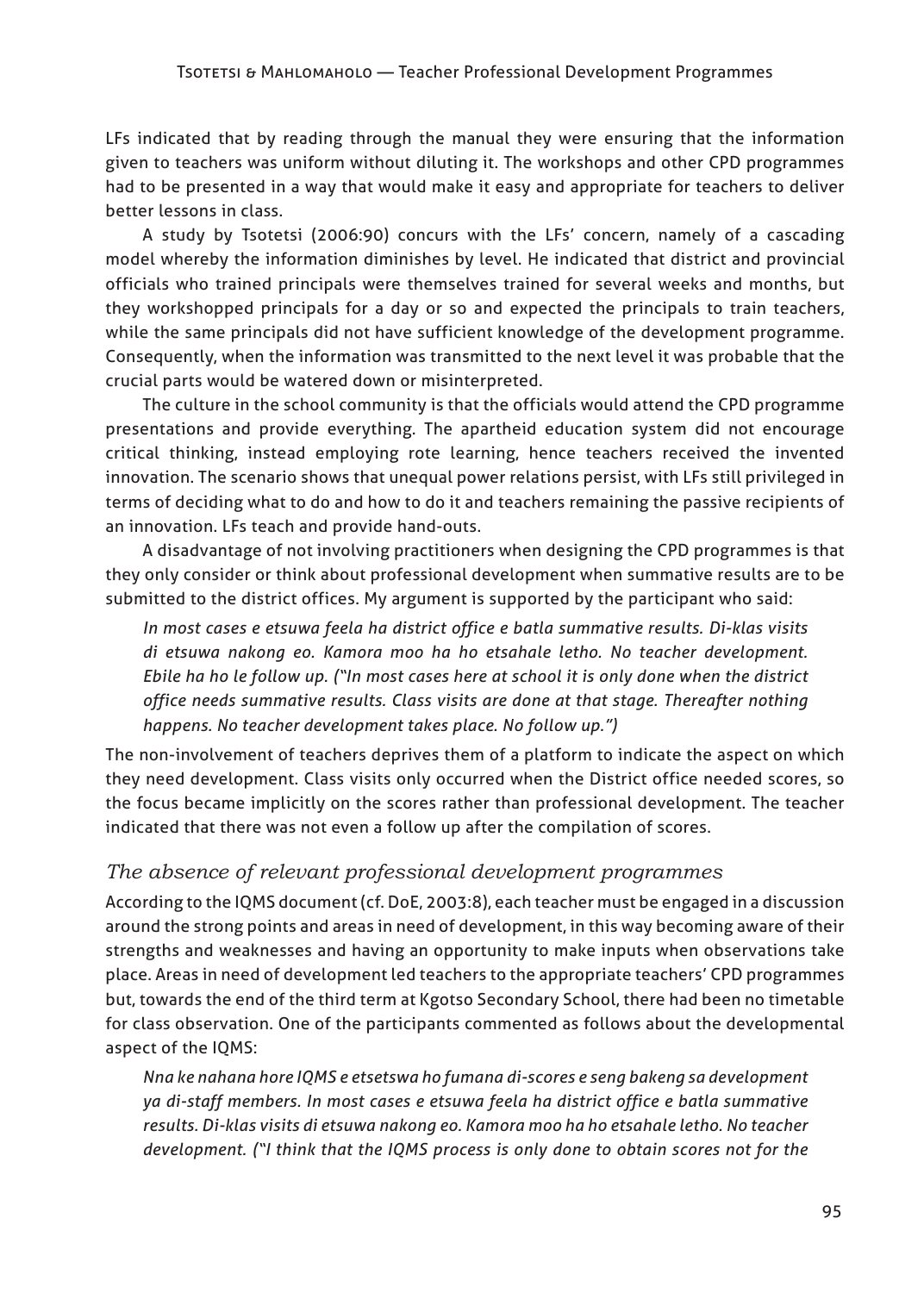LFs indicated that by reading through the manual they were ensuring that the information given to teachers was uniform without diluting it. The workshops and other CPD programmes had to be presented in a way that would make it easy and appropriate for teachers to deliver better lessons in class.

A study by Tsotetsi (2006:90) concurs with the LFs' concern, namely of a cascading model whereby the information diminishes by level. He indicated that district and provincial officials who trained principals were themselves trained for several weeks and months, but they workshopped principals for a day or so and expected the principals to train teachers, while the same principals did not have sufficient knowledge of the development programme. Consequently, when the information was transmitted to the next level it was probable that the crucial parts would be watered down or misinterpreted.

The culture in the school community is that the officials would attend the CPD programme presentations and provide everything. The apartheid education system did not encourage critical thinking, instead employing rote learning, hence teachers received the invented innovation. The scenario shows that unequal power relations persist, with LFs still privileged in terms of deciding what to do and how to do it and teachers remaining the passive recipients of an innovation. LFs teach and provide hand-outs.

A disadvantage of not involving practitioners when designing the CPD programmes is that they only consider or think about professional development when summative results are to be submitted to the district offices. My argument is supported by the participant who said:

> *In most cases e etsuwa feela ha district office e batla summative results. Di-klas visits di etsuwa nakong eo. Kamora moo ha ho etsahale letho. No teacher development. Ebile ha ho le follow up. ("In most cases here at school it is only done when the district office needs summative results. Class visits are done at that stage. Thereafter nothing happens. No teacher development takes place. No follow up.")*

The non-involvement of teachers deprives them of a platform to indicate the aspect on which they need development. Class visits only occurred when the District office needed scores, so the focus became implicitly on the scores rather than professional development. The teacher indicated that there was not even a follow up after the compilation of scores.

### *The absence of relevant professional development programmes*

According to the IQMS document (cf. DoE, 2003:8), each teacher must be engaged in a discussion around the strong points and areas in need of development, in this way becoming aware of their strengths and weaknesses and having an opportunity to make inputs when observations take place. Areas in need of development led teachers to the appropriate teachers' CPD programmes but, towards the end of the third term at Kgotso Secondary School, there had been no timetable for class observation. One of the participants commented as follows about the developmental aspect of the IQMS:

> *Nna ke nahana hore IQMS e etsetswa ho fumana di-scores e seng bakeng sa development ya di-staff members. In most cases e etsuwa feela ha district office e batla summative results. Di-klas visits di etsuwa nakong eo. Kamora moo ha ho etsahale letho. No teacher development. ("I think that the IQMS process is only done to obtain scores not for the*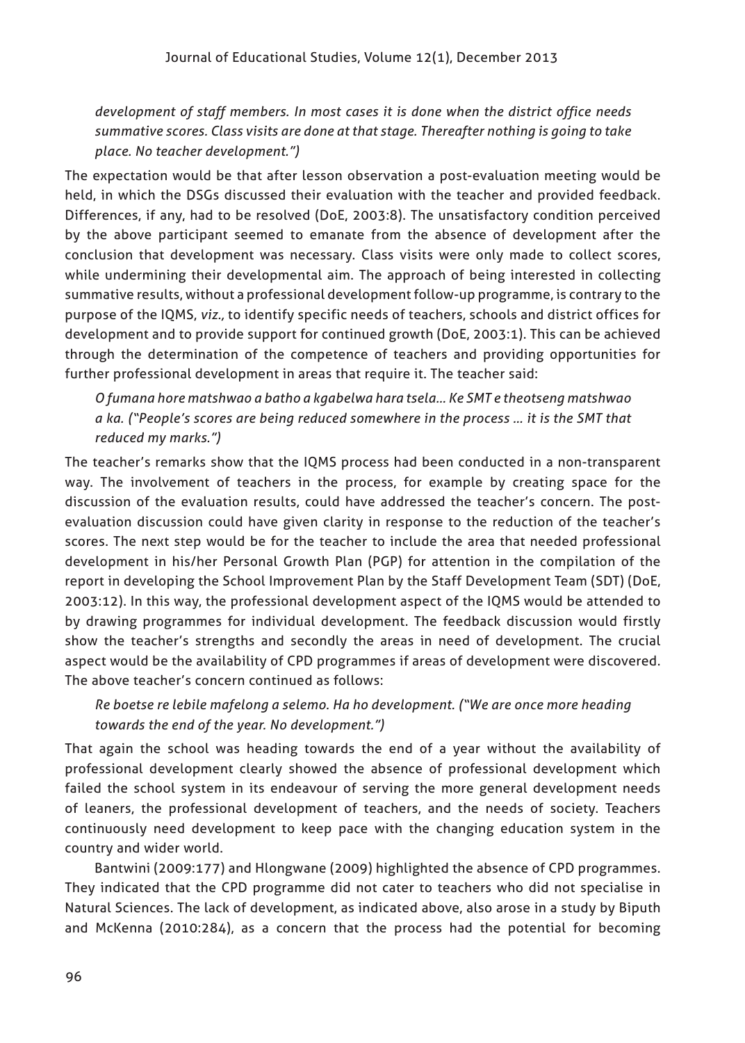*development of staff members. In most cases it is done when the district office needs summative scores. Class visits are done at that stage. Thereafter nothing is going to take place. No teacher development.")*

The expectation would be that after lesson observation a post-evaluation meeting would be held, in which the DSGs discussed their evaluation with the teacher and provided feedback. Differences, if any, had to be resolved (DoE, 2003:8). The unsatisfactory condition perceived by the above participant seemed to emanate from the absence of development after the conclusion that development was necessary. Class visits were only made to collect scores, while undermining their developmental aim. The approach of being interested in collecting summative results, without a professional development follow-up programme, is contrary to the purpose of the IQMS, *viz.,* to identify specific needs of teachers, schools and district offices for development and to provide support for continued growth (DoE, 2003:1). This can be achieved through the determination of the competence of teachers and providing opportunities for further professional development in areas that require it. The teacher said:

> *O fumana hore matshwao a batho a kgabelwa hara tsela... Ke SMT e theotseng matshwao a ka. ("People's scores are being reduced somewhere in the process ... it is the SMT that reduced my marks.")*

The teacher's remarks show that the IQMS process had been conducted in a non-transparent way. The involvement of teachers in the process, for example by creating space for the discussion of the evaluation results, could have addressed the teacher's concern. The post-evaluation discussion could have given clarity in response to the reduction of the teacher's scores. The next step would be for the teacher to include the area that needed professional development in his/her Personal Growth Plan (PGP) for attention in the compilation of the report in developing the School Improvement Plan by the Staff Development Team (SDT) (DoE, 2003:12). In this way, the professional development aspect of the IQMS would be attended to by drawing programmes for individual development. The feedback discussion would firstly show the teacher's strengths and secondly the areas in need of development. The crucial aspect would be the availability of CPD programmes if areas of development were discovered. The above teacher's concern continued as follows:

> *Re boetse re lebile mafelong a selemo. Ha ho development. ("We are once more heading towards the end of the year. No development.")*

That again the school was heading towards the end of a year without the availability of professional development clearly showed the absence of professional development which failed the school system in its endeavour of serving the more general development needs of leaners, the professional development of teachers, and the needs of society. Teachers continuously need development to keep pace with the changing education system in the country and wider world.

Bantwini (2009:177) and Hlongwane (2009) highlighted the absence of CPD programmes. They indicated that the CPD programme did not cater to teachers who did not specialise in Natural Sciences. The lack of development, as indicated above, also arose in a study by Biputh and McKenna (2010:284), as a concern that the process had the potential for becoming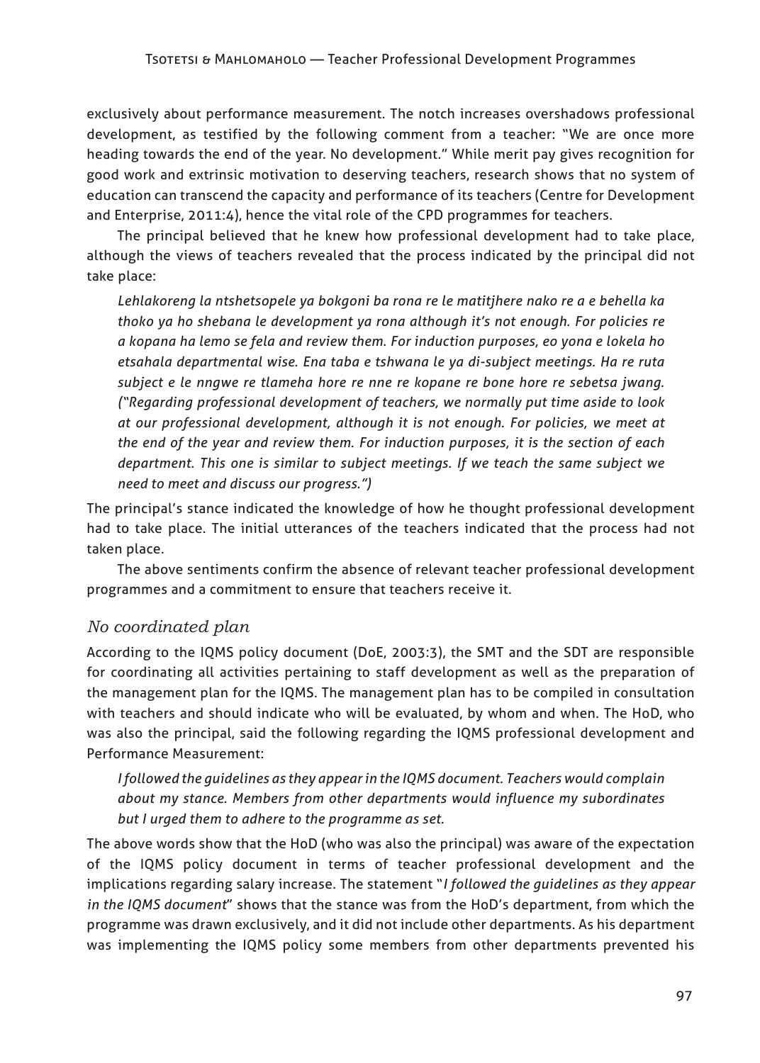exclusively about performance measurement. The notch increases overshadows professional development, as testified by the following comment from a teacher: "We are once more heading towards the end of the year. No development." While merit pay gives recognition for good work and extrinsic motivation to deserving teachers, research shows that no system of education can transcend the capacity and performance of its teachers (Centre for Development and Enterprise, 2011:4), hence the vital role of the CPD programmes for teachers.

The principal believed that he knew how professional development had to take place, although the views of teachers revealed that the process indicated by the principal did not take place:

> *Lehlakoreng la ntshetsopele ya bokgoni ba rona re le matitjhere nako re a e behella ka thoko ya ho shebana le development ya rona although it's not enough. For policies re a kopana ha lemo se fela and review them. For induction purposes, eo yona e lokela ho etsahala departmental wise. Ena taba e tshwana le ya di-subject meetings. Ha re ruta subject e le nngwe re tlameha hore re nne re kopane re bone hore re sebetsa jwang. ("Regarding professional development of teachers, we normally put time aside to look at our professional development, although it is not enough. For policies, we meet at the end of the year and review them. For induction purposes, it is the section of each department. This one is similar to subject meetings. If we teach the same subject we need to meet and discuss our progress.")*

The principal's stance indicated the knowledge of how he thought professional development had to take place. The initial utterances of the teachers indicated that the process had not taken place.

The above sentiments confirm the absence of relevant teacher professional development programmes and a commitment to ensure that teachers receive it.

### *No coordinated plan*

According to the IQMS policy document (DoE, 2003:3), the SMT and the SDT are responsible for coordinating all activities pertaining to staff development as well as the preparation of the management plan for the IQMS. The management plan has to be compiled in consultation with teachers and should indicate who will be evaluated, by whom and when. The HoD, who was also the principal, said the following regarding the IQMS professional development and Performance Measurement:

> *I followed the guidelines as they appear in the IQMS document. Teachers would complain about my stance. Members from other departments would influence my subordinates but I urged them to adhere to the programme as set.*

The above words show that the HoD (who was also the principal) was aware of the expectation of the IQMS policy document in terms of teacher professional development and the implications regarding salary increase. The statement "*I followed the guidelines as they appear in the IQMS document*" shows that the stance was from the HoD's department, from which the programme was drawn exclusively, and it did not include other departments. As his department was implementing the IQMS policy some members from other departments prevented his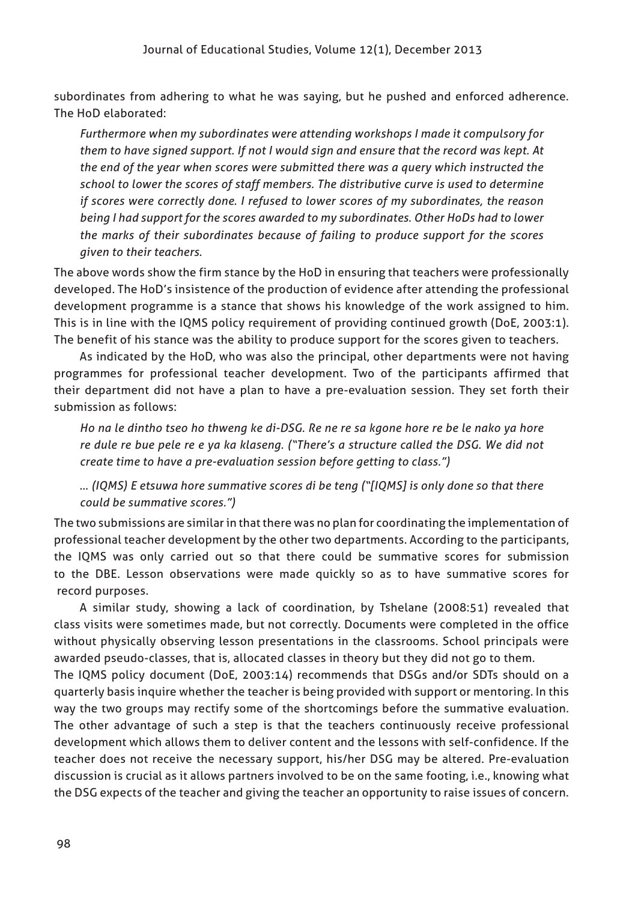subordinates from adhering to what he was saying, but he pushed and enforced adherence. The HoD elaborated:

> *Furthermore when my subordinates were attending workshops I made it compulsory for them to have signed support. If not I would sign and ensure that the record was kept. At the end of the year when scores were submitted there was a query which instructed the school to lower the scores of staff members. The distributive curve is used to determine if scores were correctly done. I refused to lower scores of my subordinates, the reason being I had support for the scores awarded to my subordinates. Other HoDs had to lower the marks of their subordinates because of failing to produce support for the scores given to their teachers.*

The above words show the firm stance by the HoD in ensuring that teachers were professionally developed. The HoD's insistence of the production of evidence after attending the professional development programme is a stance that shows his knowledge of the work assigned to him. This is in line with the IQMS policy requirement of providing continued growth (DoE, 2003:1). The benefit of his stance was the ability to produce support for the scores given to teachers.

As indicated by the HoD, who was also the principal, other departments were not having programmes for professional teacher development. Two of the participants affirmed that their department did not have a plan to have a pre-evaluation session. They set forth their submission as follows:

> *Ho na le dintho tseo ho thweng ke di-DSG. Re ne re sa kgone hore re be le nako ya hore re dule re bue pele re e ya ka klaseng. ("There's a structure called the DSG. We did not create time to have a pre-evaluation session before getting to class.")*

> *... (IQMS) E etsuwa hore summative scores di be teng ("[IQMS] is only done so that there could be summative scores.")*

The two submissions are similar in that there was no plan for coordinating the implementation of professional teacher development by the other two departments. According to the participants, the IQMS was only carried out so that there could be summative scores for submission to the DBE. Lesson observations were made quickly so as to have summative scores for record purposes.

A similar study, showing a lack of coordination, by Tshelane (2008:51) revealed that class visits were sometimes made, but not correctly. Documents were completed in the office without physically observing lesson presentations in the classrooms. School principals were awarded pseudo-classes, that is, allocated classes in theory but they did not go to them.

The IQMS policy document (DoE, 2003:14) recommends that DSGs and/or SDTs should on a quarterly basis inquire whether the teacher is being provided with support or mentoring. In this way the two groups may rectify some of the shortcomings before the summative evaluation. The other advantage of such a step is that the teachers continuously receive professional development which allows them to deliver content and the lessons with self-confidence. If the teacher does not receive the necessary support, his/her DSG may be altered. Pre-evaluation discussion is crucial as it allows partners involved to be on the same footing, i.e., knowing what the DSG expects of the teacher and giving the teacher an opportunity to raise issues of concern.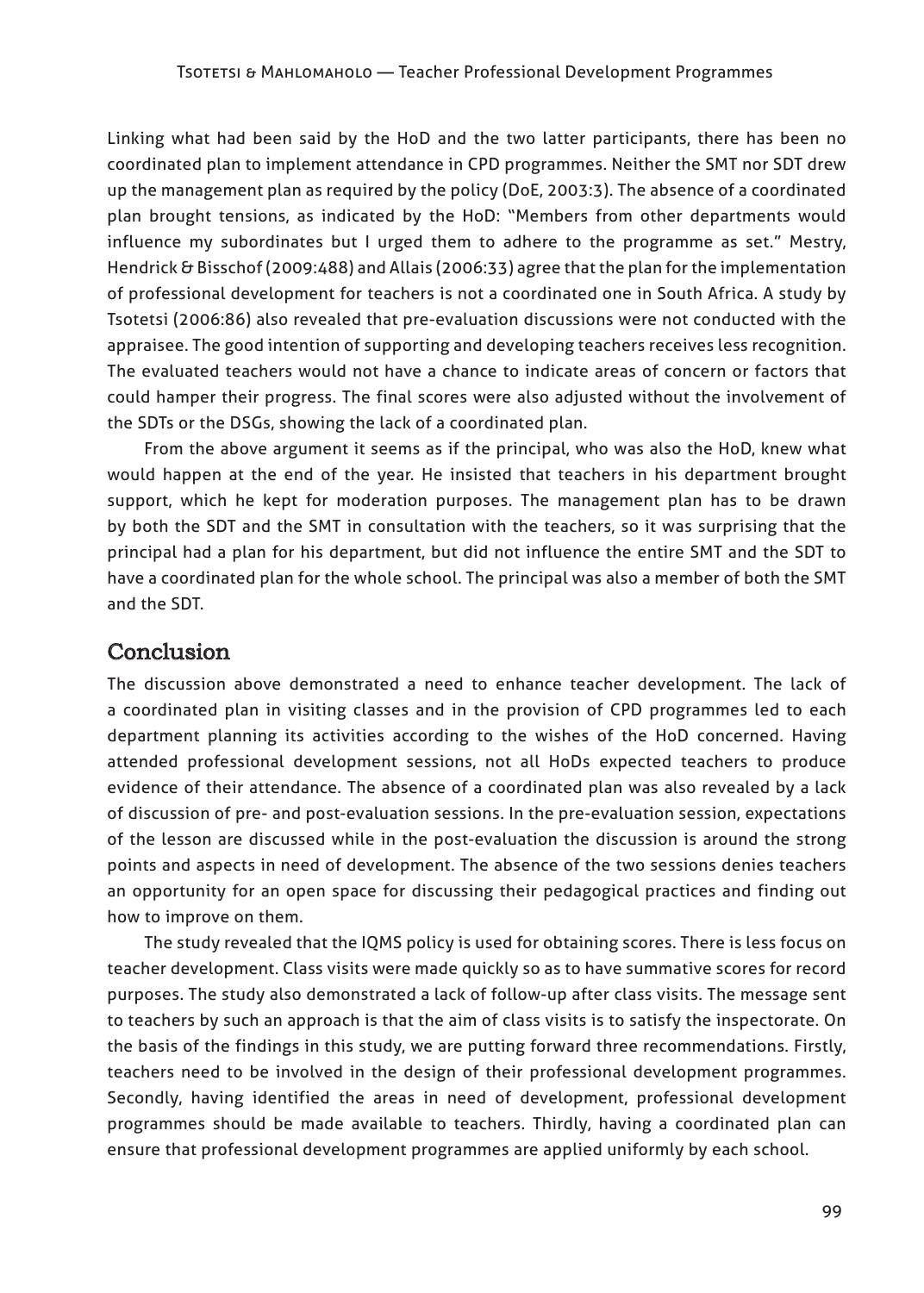Linking what had been said by the HoD and the two latter participants, there has been no coordinated plan to implement attendance in CPD programmes. Neither the SMT nor SDT drew up the management plan as required by the policy (DoE, 2003:3). The absence of a coordinated plan brought tensions, as indicated by the HoD: "Members from other departments would influence my subordinates but I urged them to adhere to the programme as set." Mestry, Hendrick & Bisschof (2009:488) and Allais (2006:33) agree that the plan for the implementation of professional development for teachers is not a coordinated one in South Africa. A study by Tsotetsi (2006:86) also revealed that pre-evaluation discussions were not conducted with the appraisee. The good intention of supporting and developing teachers receives less recognition. The evaluated teachers would not have a chance to indicate areas of concern or factors that could hamper their progress. The final scores were also adjusted without the involvement of the SDTs or the DSGs, showing the lack of a coordinated plan.

From the above argument it seems as if the principal, who was also the HoD, knew what would happen at the end of the year. He insisted that teachers in his department brought support, which he kept for moderation purposes. The management plan has to be drawn by both the SDT and the SMT in consultation with the teachers, so it was surprising that the principal had a plan for his department, but did not influence the entire SMT and the SDT to have a coordinated plan for the whole school. The principal was also a member of both the SMT and the SDT.

## Conclusion

The discussion above demonstrated a need to enhance teacher development. The lack of a coordinated plan in visiting classes and in the provision of CPD programmes led to each department planning its activities according to the wishes of the HoD concerned. Having attended professional development sessions, not all HoDs expected teachers to produce evidence of their attendance. The absence of a coordinated plan was also revealed by a lack of discussion of pre- and post-evaluation sessions. In the pre-evaluation session, expectations of the lesson are discussed while in the post-evaluation the discussion is around the strong points and aspects in need of development. The absence of the two sessions denies teachers an opportunity for an open space for discussing their pedagogical practices and finding out how to improve on them.

The study revealed that the IQMS policy is used for obtaining scores. There is less focus on teacher development. Class visits were made quickly so as to have summative scores for record purposes. The study also demonstrated a lack of follow-up after class visits. The message sent to teachers by such an approach is that the aim of class visits is to satisfy the inspectorate. On the basis of the findings in this study, we are putting forward three recommendations. Firstly, teachers need to be involved in the design of their professional development programmes. Secondly, having identified the areas in need of development, professional development programmes should be made available to teachers. Thirdly, having a coordinated plan can ensure that professional development programmes are applied uniformly by each school.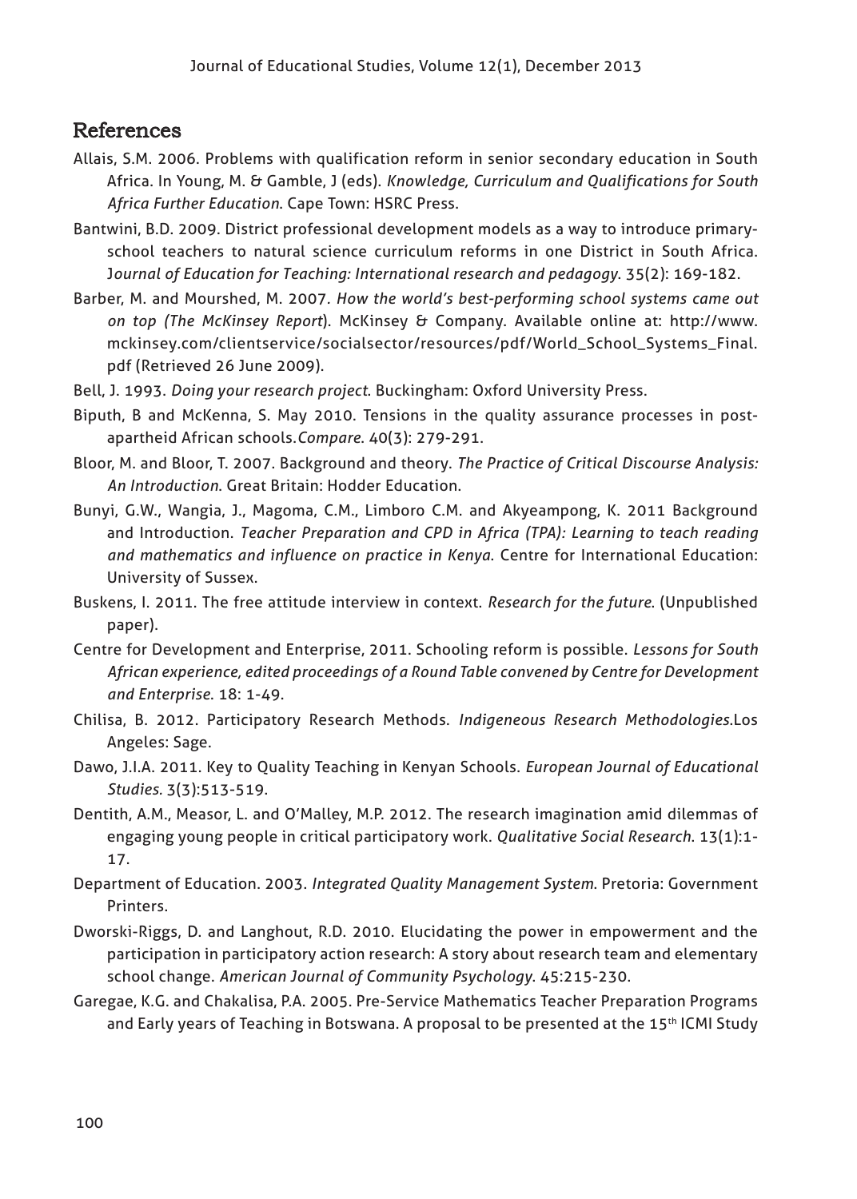## References

Allais, S.M. 2006. Problems with qualification reform in senior secondary education in South Africa. In Young, M. & Gamble, J (eds). *Knowledge, Curriculum and Qualifications for South Africa Further Education*. Cape Town: HSRC Press.

Bantwini, B.D. 2009. District professional development models as a way to introduce primary-school teachers to natural science curriculum reforms in one District in South Africa. J*ournal of Education for Teaching: International research and pedagogy*. 35(2): 169-182.

Barber, M. and Mourshed, M. 2007. *How the world's best-performing school systems came out on top (The McKinsey Report*). McKinsey & Company. Available online at: http://www.mckinsey.com/clientservice/socialsector/resources/pdf/World_School_Systems_Final.pdf (Retrieved 26 June 2009).

Bell, J. 1993. *Doing your research project*. Buckingham: Oxford University Press.

Biputh, B and McKenna, S. May 2010. Tensions in the quality assurance processes in post-apartheid African schools.*Compare*. 40(3): 279-291.

Bloor, M. and Bloor, T. 2007. Background and theory. *The Practice of Critical Discourse Analysis: An Introduction*. Great Britain: Hodder Education.

Bunyi, G.W., Wangia, J., Magoma, C.M., Limboro C.M. and Akyeampong, K. 2011 Background and Introduction. *Teacher Preparation and CPD in Africa (TPA): Learning to teach reading and mathematics and influence on practice in Kenya*. Centre for International Education: University of Sussex.

Buskens, I. 2011. The free attitude interview in context. *Research for the future*. (Unpublished paper).

Centre for Development and Enterprise, 2011. Schooling reform is possible. *Lessons for South African experience, edited proceedings of a Round Table convened by Centre for Development and Enterprise*. 18: 1-49.

Chilisa, B. 2012. Participatory Research Methods. *Indigeneous Research Methodologies*.Los Angeles: Sage.

Dawo, J.I.A. 2011. Key to Quality Teaching in Kenyan Schools. *European Journal of Educational Studies*. 3(3):513-519.

Dentith, A.M., Measor, L. and O'Malley, M.P. 2012. The research imagination amid dilemmas of engaging young people in critical participatory work. *Qualitative Social Research*. 13(1):1-17.

Department of Education. 2003. *Integrated Quality Management System*. Pretoria: Government Printers.

Dworski-Riggs, D. and Langhout, R.D. 2010. Elucidating the power in empowerment and the participation in participatory action research: A story about research team and elementary school change. *American Journal of Community Psychology*. 45:215-230.

Garegae, K.G. and Chakalisa, P.A. 2005. Pre-Service Mathematics Teacher Preparation Programs and Early years of Teaching in Botswana. A proposal to be presented at the 15th ICMI Study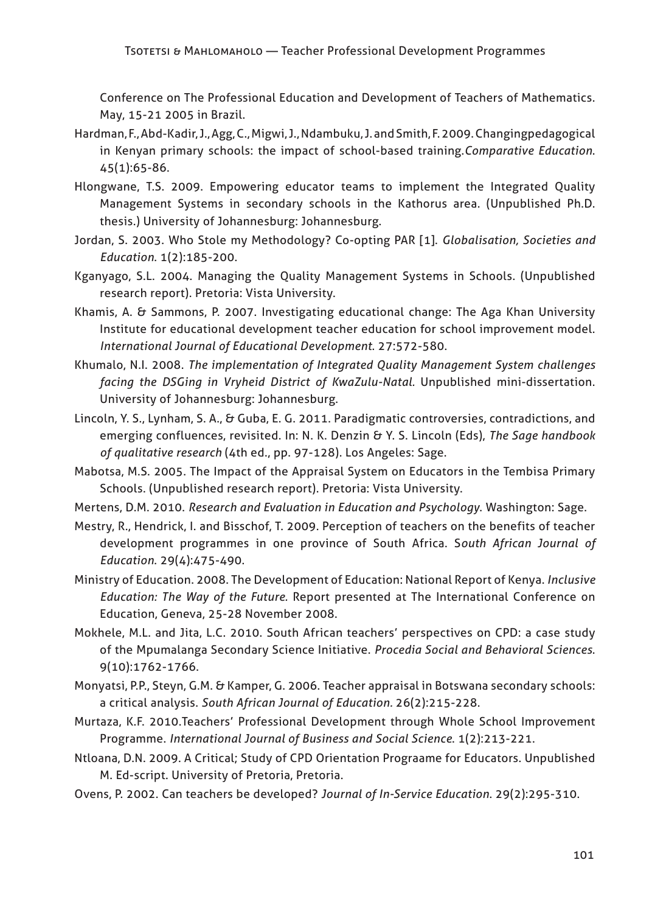Conference on The Professional Education and Development of Teachers of Mathematics. May, 15-21 2005 in Brazil.

Hardman, F., Abd-Kadir, J., Agg, C., Migwi, J., Ndambuku, J. and Smith, F. 2009. Changingpedagogical in Kenyan primary schools: the impact of school-based training.*Comparative Education*. 45(1):65-86.

Hlongwane, T.S. 2009. Empowering educator teams to implement the Integrated Quality Management Systems in secondary schools in the Kathorus area. (Unpublished Ph.D. thesis.) University of Johannesburg: Johannesburg.

Jordan, S. 2003. Who Stole my Methodology? Co-opting PAR [1]. *Globalisation, Societies and Education*. 1(2):185-200.

Kganyago, S.L. 2004. Managing the Quality Management Systems in Schools. (Unpublished research report). Pretoria: Vista University.

Khamis, A. & Sammons, P. 2007. Investigating educational change: The Aga Khan University Institute for educational development teacher education for school improvement model. *International Journal of Educational Development*. 27:572-580.

Khumalo, N.I. 2008. *The implementation of Integrated Quality Management System challenges facing the DSGing in Vryheid District of KwaZulu-Natal*. Unpublished mini-dissertation. University of Johannesburg: Johannesburg.

Lincoln, Y. S., Lynham, S. A., & Guba, E. G. 2011. Paradigmatic controversies, contradictions, and emerging confluences, revisited. In: N. K. Denzin & Y. S. Lincoln (Eds), *The Sage handbook of qualitative research* (4th ed., pp. 97-128). Los Angeles: Sage.

Mabotsa, M.S. 2005. The Impact of the Appraisal System on Educators in the Tembisa Primary Schools. (Unpublished research report). Pretoria: Vista University.

Mertens, D.M. 2010. *Research and Evaluation in Education and Psychology*. Washington: Sage.

Mestry, R., Hendrick, I. and Bisschof, T. 2009. Perception of teachers on the benefits of teacher development programmes in one province of South Africa. S*outh African Journal of Education*. 29(4):475-490.

Ministry of Education. 2008. The Development of Education: National Report of Kenya. *Inclusive Education: The Way of the Future*. Report presented at The International Conference on Education, Geneva, 25-28 November 2008.

Mokhele, M.L. and Jita, L.C. 2010. South African teachers' perspectives on CPD: a case study of the Mpumalanga Secondary Science Initiative. *Procedia Social and Behavioral Sciences*. 9(10):1762-1766.

Monyatsi, P.P., Steyn, G.M. & Kamper, G. 2006. Teacher appraisal in Botswana secondary schools: a critical analysis. *South African Journal of Education*. 26(2):215-228.

Murtaza, K.F. 2010.Teachers' Professional Development through Whole School Improvement Programme. *International Journal of Business and Social Science*. 1(2):213-221.

Ntloana, D.N. 2009. A Critical; Study of CPD Orientation Prograame for Educators. Unpublished M. Ed-script. University of Pretoria, Pretoria.

Ovens, P. 2002. Can teachers be developed? *Journal of In-Service Education*. 29(2):295-310.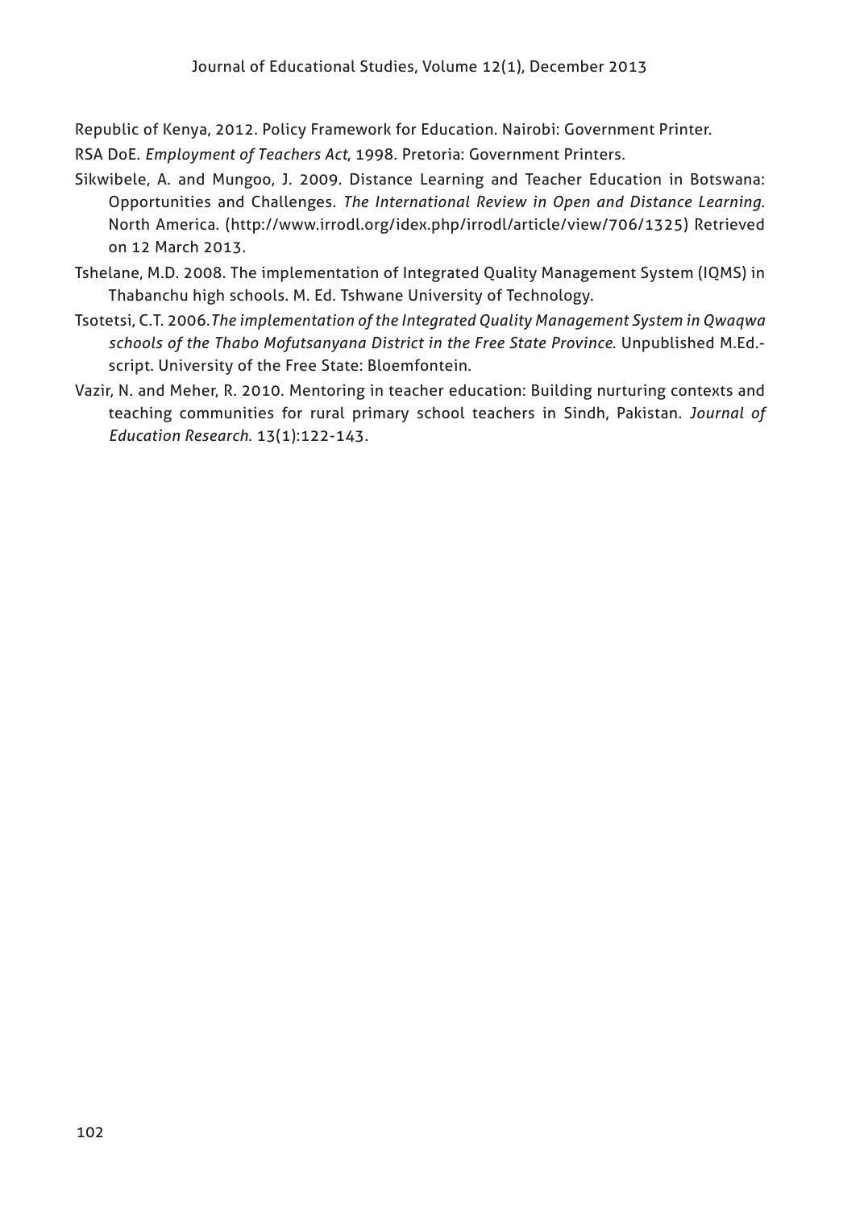Republic of Kenya, 2012. Policy Framework for Education. Nairobi: Government Printer.

RSA DoE. *Employment of Teachers Act*, 1998. Pretoria: Government Printers.

Sikwibele, A. and Mungoo, J. 2009. Distance Learning and Teacher Education in Botswana: Opportunities and Challenges. *The International Review in Open and Distance Learning.* North America. (http://www.irrodl.org/idex.php/irrodl/article/view/706/1325) Retrieved on 12 March 2013.

Tshelane, M.D. 2008. The implementation of Integrated Quality Management System (IQMS) in Thabanchu high schools. M. Ed. Tshwane University of Technology.

Tsotetsi, C.T. 2006. *The implementation of the Integrated Quality Management System in Qwaqwa schools of the Thabo Mofutsanyana District in the Free State Province*. Unpublished M.Ed.-script. University of the Free State: Bloemfontein.

Vazir, N. and Meher, R. 2010. Mentoring in teacher education: Building nurturing contexts and teaching communities for rural primary school teachers in Sindh, Pakistan. *Journal of Education Research*. 13(1):122-143.